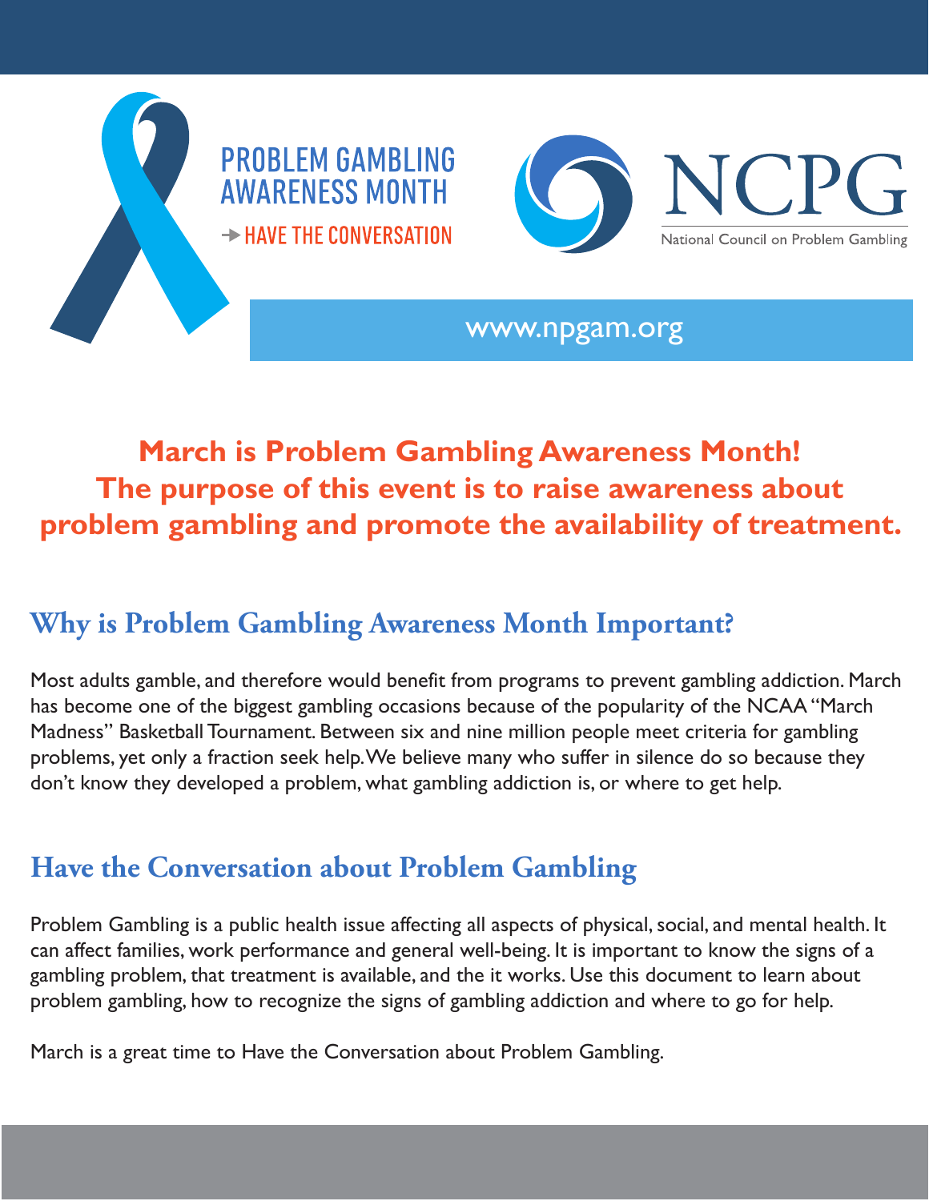PROBLEM GAMBLING AWARENESS MONTH

→ HAVE THE CONVERSATION

NCPG

National Council on Problem Gambling

www.npgam.org

**March is Problem Gambling Awareness Month! The purpose of this event is to raise awareness about problem gambling and promote the availability of treatment.**

## Why is Problem Gambling Awareness Month Important?

Most adults gamble, and therefore would benefit from programs to prevent gambling addiction. March has become one of the biggest gambling occasions because of the popularity of the NCAA "March Madness" Basketball Tournament. Between six and nine million people meet criteria for gambling problems, yet only a fraction seek help. We believe many who suffer in silence do so because they don't know they developed a problem, what gambling addiction is, or where to get help.

## Have the Conversation about Problem Gambling

Problem Gambling is a public health issue affecting all aspects of physical, social, and mental health. It can affect families, work performance and general well-being. It is important to know the signs of a gambling problem, that treatment is available, and the it works. Use this document to learn about problem gambling, how to recognize the signs of gambling addiction and where to go for help.

March is a great time to Have the Conversation about Problem Gambling.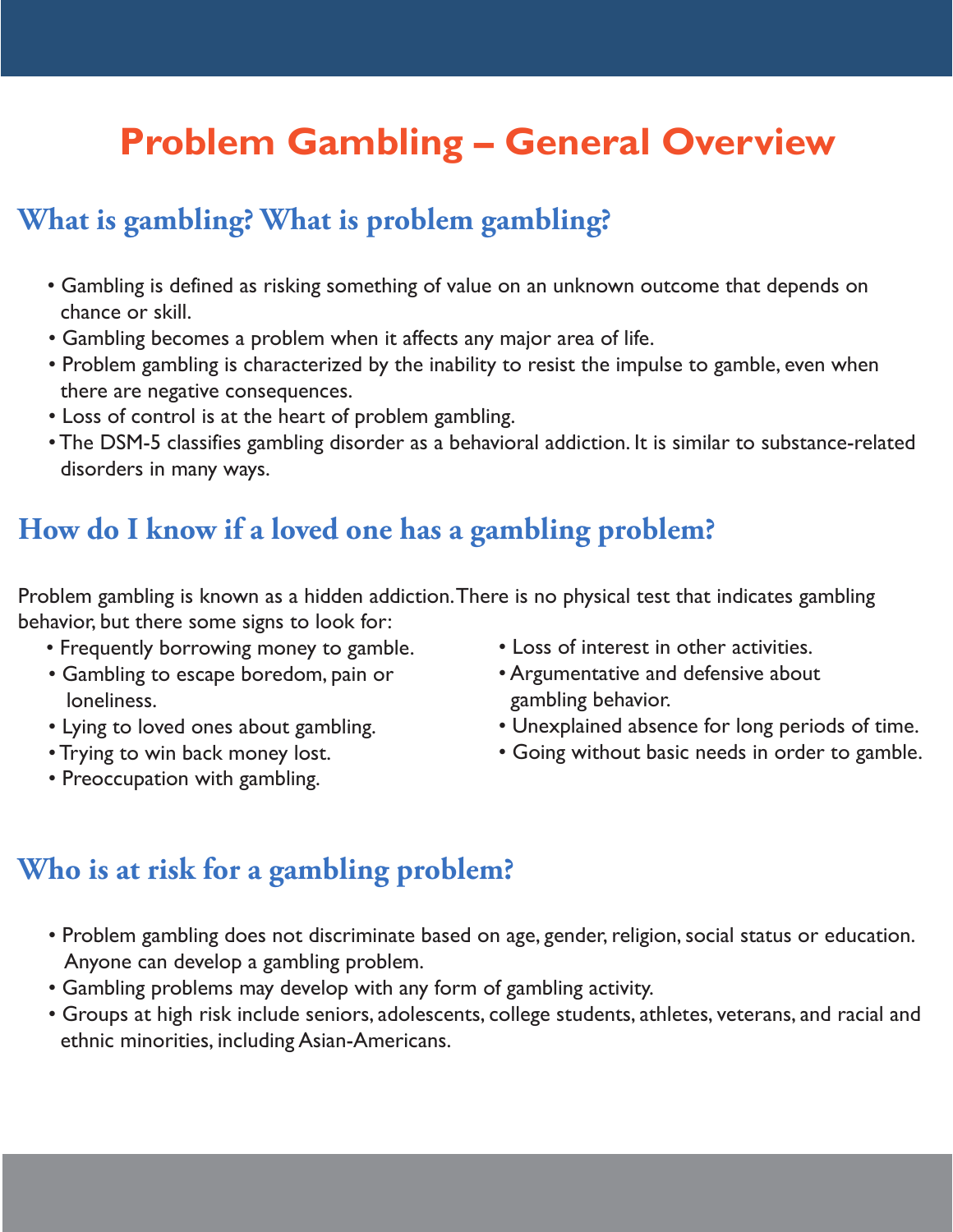# Problem Gambling – General Overview

## What is gambling? What is problem gambling?

- Gambling is defined as risking something of value on an unknown outcome that depends on chance or skill.
- Gambling becomes a problem when it affects any major area of life.
- Problem gambling is characterized by the inability to resist the impulse to gamble, even when there are negative consequences.
- Loss of control is at the heart of problem gambling.
- The DSM-5 classifies gambling disorder as a behavioral addiction. It is similar to substance-related disorders in many ways.

## How do I know if a loved one has a gambling problem?

Problem gambling is known as a hidden addiction. There is no physical test that indicates gambling behavior, but there some signs to look for:

- Frequently borrowing money to gamble.
- Gambling to escape boredom, pain or loneliness.
- Lying to loved ones about gambling.
- Trying to win back money lost.
- Preoccupation with gambling.
- Loss of interest in other activities.
- Argumentative and defensive about gambling behavior.
- Unexplained absence for long periods of time.
- Going without basic needs in order to gamble.

## Who is at risk for a gambling problem?

- Problem gambling does not discriminate based on age, gender, religion, social status or education. Anyone can develop a gambling problem.
- Gambling problems may develop with any form of gambling activity.
- Groups at high risk include seniors, adolescents, college students, athletes, veterans, and racial and ethnic minorities, including Asian-Americans.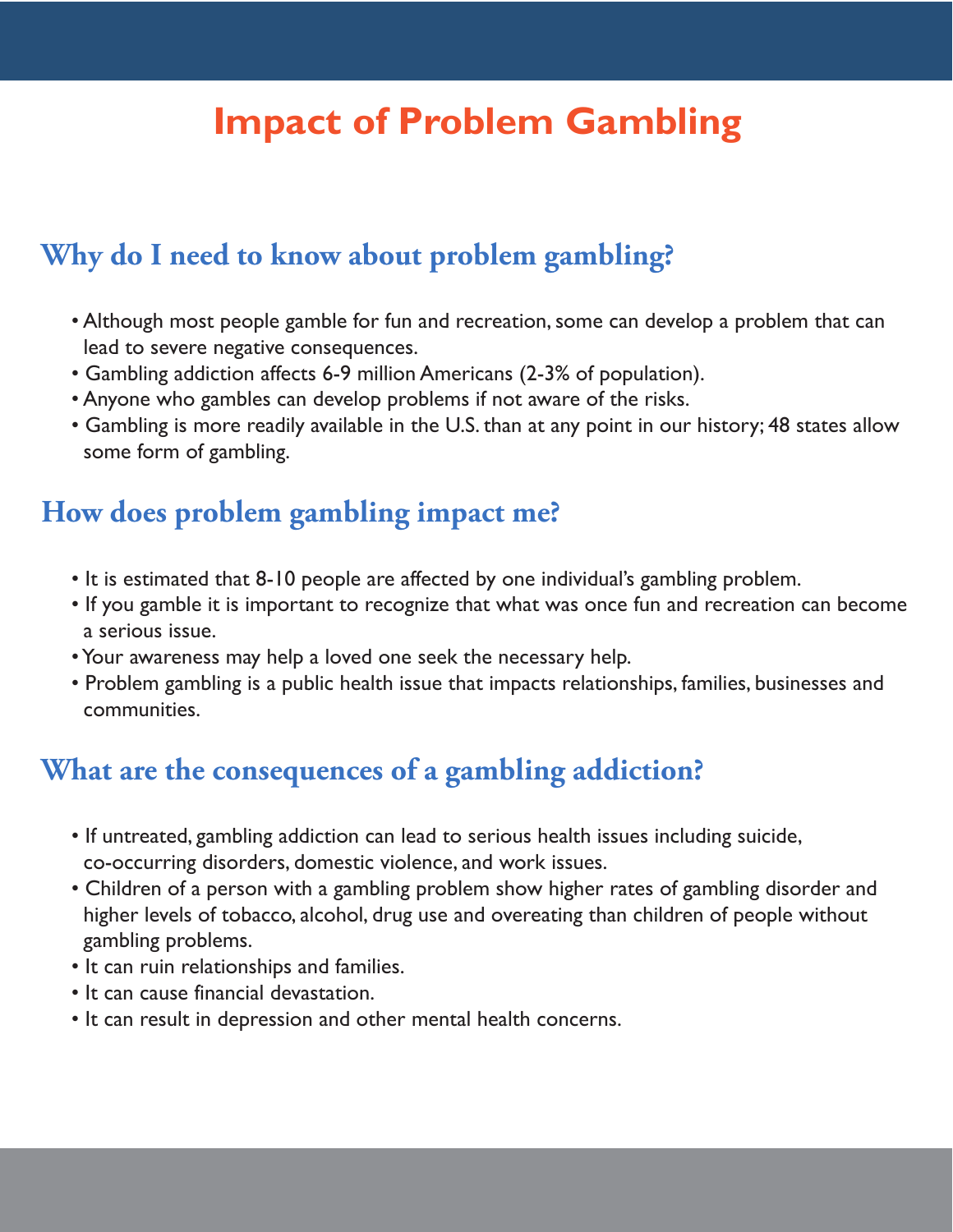# Impact of Problem Gambling

## Why do I need to know about problem gambling?

- Although most people gamble for fun and recreation, some can develop a problem that can lead to severe negative consequences.
- Gambling addiction affects 6-9 million Americans (2-3% of population).
- Anyone who gambles can develop problems if not aware of the risks.
- Gambling is more readily available in the U.S. than at any point in our history; 48 states allow some form of gambling.

## How does problem gambling impact me?

- It is estimated that 8-10 people are affected by one individual's gambling problem.
- If you gamble it is important to recognize that what was once fun and recreation can become a serious issue.
- Your awareness may help a loved one seek the necessary help.
- Problem gambling is a public health issue that impacts relationships, families, businesses and communities.

## What are the consequences of a gambling addiction?

- If untreated, gambling addiction can lead to serious health issues including suicide, co-occurring disorders, domestic violence, and work issues.
- Children of a person with a gambling problem show higher rates of gambling disorder and higher levels of tobacco, alcohol, drug use and overeating than children of people without gambling problems.
- It can ruin relationships and families.
- It can cause financial devastation.
- It can result in depression and other mental health concerns.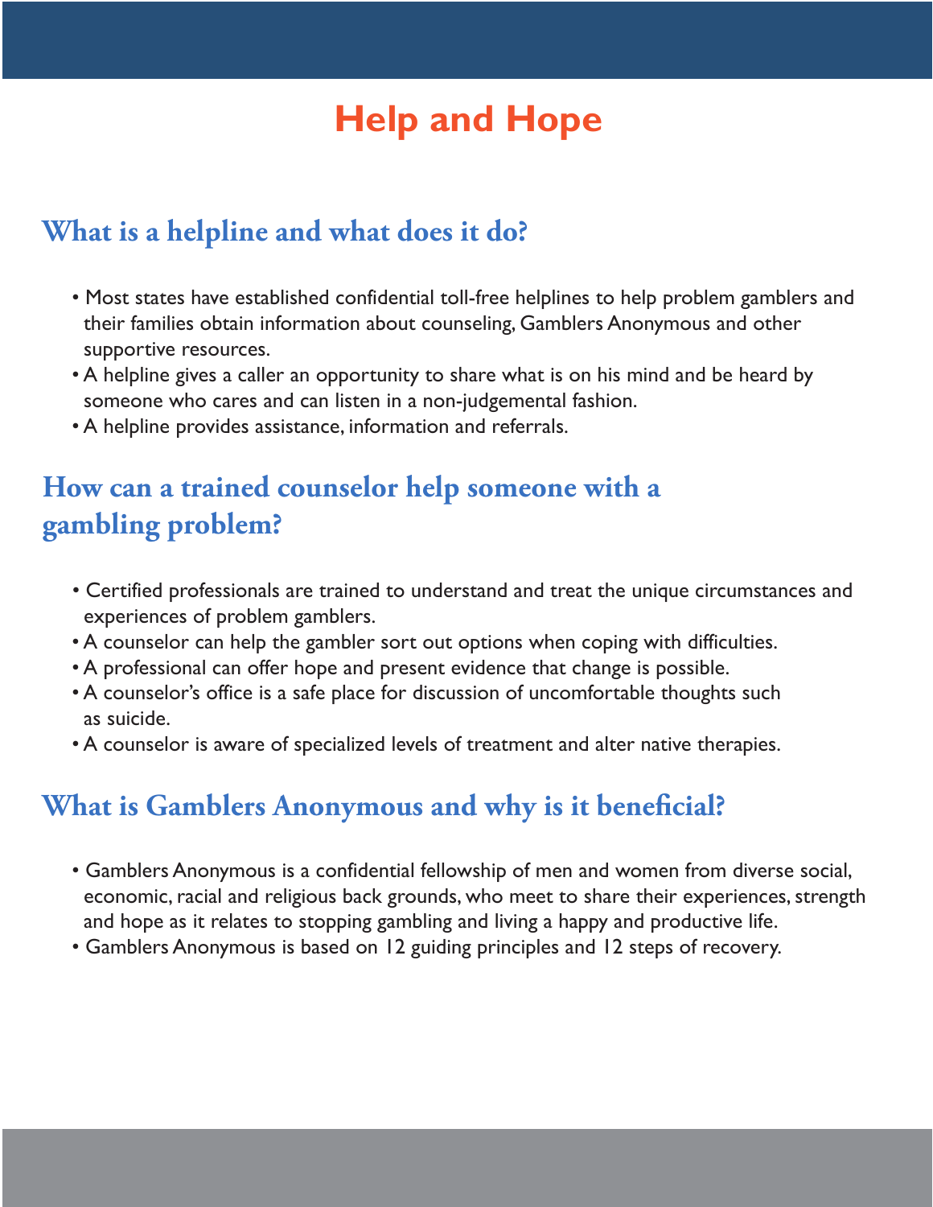# Help and Hope

## What is a helpline and what does it do?

- Most states have established confidential toll-free helplines to help problem gamblers and their families obtain information about counseling, Gamblers Anonymous and other supportive resources.
- A helpline gives a caller an opportunity to share what is on his mind and be heard by someone who cares and can listen in a non-judgemental fashion.
- A helpline provides assistance, information and referrals.

## How can a trained counselor help someone with a gambling problem?

- Certified professionals are trained to understand and treat the unique circumstances and experiences of problem gamblers.
- A counselor can help the gambler sort out options when coping with difficulties.
- A professional can offer hope and present evidence that change is possible.
- A counselor's office is a safe place for discussion of uncomfortable thoughts such as suicide.
- A counselor is aware of specialized levels of treatment and alter native therapies.

## What is Gamblers Anonymous and why is it beneficial?

- Gamblers Anonymous is a confidential fellowship of men and women from diverse social, economic, racial and religious back grounds, who meet to share their experiences, strength and hope as it relates to stopping gambling and living a happy and productive life.
- Gamblers Anonymous is based on 12 guiding principles and 12 steps of recovery.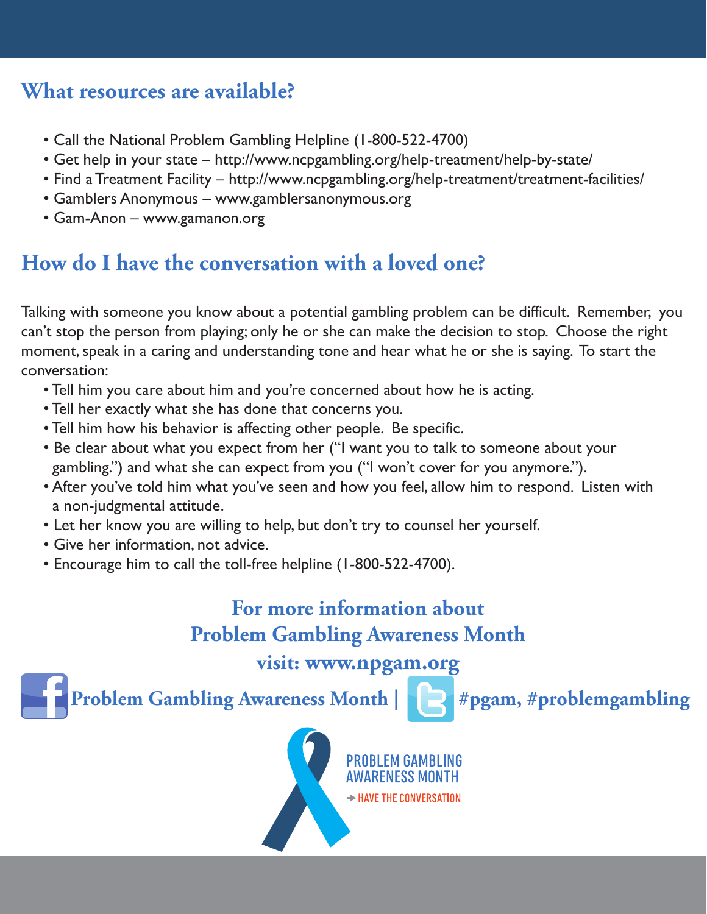## What resources are available?

- Call the National Problem Gambling Helpline (1-800-522-4700)
- Get help in your state – http://www.ncpgambling.org/help-treatment/help-by-state/
- Find a Treatment Facility – http://www.ncpgambling.org/help-treatment/treatment-facilities/
- Gamblers Anonymous – www.gamblersanonymous.org
- Gam-Anon – www.gamanon.org

## How do I have the conversation with a loved one?

Talking with someone you know about a potential gambling problem can be difficult. Remember, you can't stop the person from playing; only he or she can make the decision to stop. Choose the right moment, speak in a caring and understanding tone and hear what he or she is saying. To start the conversation:

- Tell him you care about him and you're concerned about how he is acting.
- Tell her exactly what she has done that concerns you.
- Tell him how his behavior is affecting other people. Be specific.
- Be clear about what you expect from her ("I want you to talk to someone about your gambling.") and what she can expect from you ("I won't cover for you anymore.").
- After you've told him what you've seen and how you feel, allow him to respond. Listen with a non-judgmental attitude.
- Let her know you are willing to help, but don't try to counsel her yourself.
- Give her information, not advice.
- Encourage him to call the toll-free helpline (1-800-522-4700).

**For more information about Problem Gambling Awareness Month visit: www.npgam.org**

**Problem Gambling Awareness Month | #pgam, #problemgambling**

PROBLEM GAMBLING AWARENESS MONTH
→ HAVE THE CONVERSATION